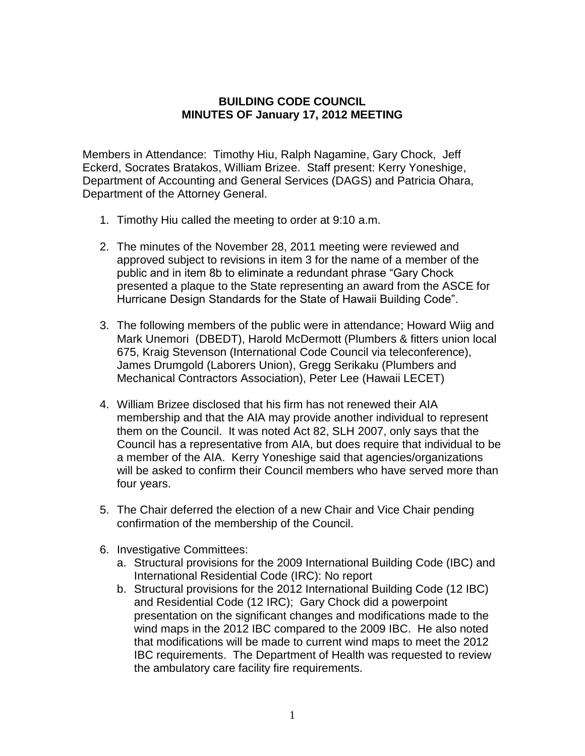**BUILDING CODE COUNCIL**
**MINUTES OF January 17, 2012 MEETING**

Members in Attendance: Timothy Hiu, Ralph Nagamine, Gary Chock, Jeff Eckerd, Socrates Bratakos, William Brizee. Staff present: Kerry Yoneshige, Department of Accounting and General Services (DAGS) and Patricia Ohara, Department of the Attorney General.

1. Timothy Hiu called the meeting to order at 9:10 a.m.

2. The minutes of the November 28, 2011 meeting were reviewed and approved subject to revisions in item 3 for the name of a member of the public and in item 8b to eliminate a redundant phrase "Gary Chock presented a plaque to the State representing an award from the ASCE for Hurricane Design Standards for the State of Hawaii Building Code".

3. The following members of the public were in attendance; Howard Wiig and Mark Unemori (DBEDT), Harold McDermott (Plumbers & fitters union local 675, Kraig Stevenson (International Code Council via teleconference), James Drumgold (Laborers Union), Gregg Serikaku (Plumbers and Mechanical Contractors Association), Peter Lee (Hawaii LECET)

4. William Brizee disclosed that his firm has not renewed their AIA membership and that the AIA may provide another individual to represent them on the Council. It was noted Act 82, SLH 2007, only says that the Council has a representative from AIA, but does require that individual to be a member of the AIA. Kerry Yoneshige said that agencies/organizations will be asked to confirm their Council members who have served more than four years.

5. The Chair deferred the election of a new Chair and Vice Chair pending confirmation of the membership of the Council.

6. Investigative Committees:
   a. Structural provisions for the 2009 International Building Code (IBC) and International Residential Code (IRC): No report
   b. Structural provisions for the 2012 International Building Code (12 IBC) and Residential Code (12 IRC); Gary Chock did a powerpoint presentation on the significant changes and modifications made to the wind maps in the 2012 IBC compared to the 2009 IBC. He also noted that modifications will be made to current wind maps to meet the 2012 IBC requirements. The Department of Health was requested to review the ambulatory care facility fire requirements.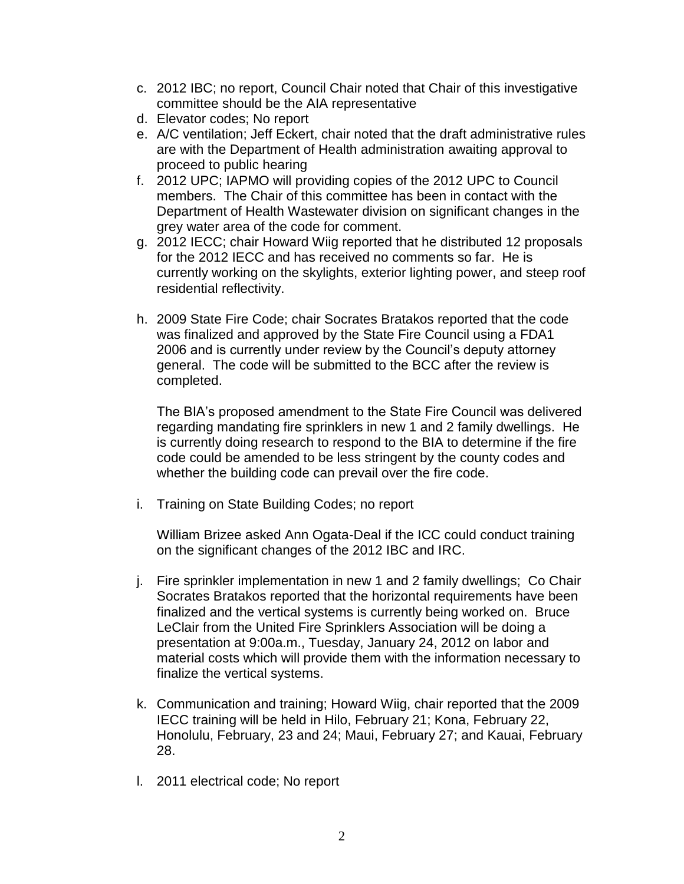c. 2012 IBC; no report, Council Chair noted that Chair of this investigative committee should be the AIA representative
d. Elevator codes; No report
e. A/C ventilation; Jeff Eckert, chair noted that the draft administrative rules are with the Department of Health administration awaiting approval to proceed to public hearing
f. 2012 UPC; IAPMO will providing copies of the 2012 UPC to Council members. The Chair of this committee has been in contact with the Department of Health Wastewater division on significant changes in the grey water area of the code for comment.
g. 2012 IECC; chair Howard Wiig reported that he distributed 12 proposals for the 2012 IECC and has received no comments so far. He is currently working on the skylights, exterior lighting power, and steep roof residential reflectivity.

h. 2009 State Fire Code; chair Socrates Bratakos reported that the code was finalized and approved by the State Fire Council using a FDA1 2006 and is currently under review by the Council's deputy attorney general. The code will be submitted to the BCC after the review is completed.

   The BIA's proposed amendment to the State Fire Council was delivered regarding mandating fire sprinklers in new 1 and 2 family dwellings. He is currently doing research to respond to the BIA to determine if the fire code could be amended to be less stringent by the county codes and whether the building code can prevail over the fire code.

i. Training on State Building Codes; no report

   William Brizee asked Ann Ogata-Deal if the ICC could conduct training on the significant changes of the 2012 IBC and IRC.

j. Fire sprinkler implementation in new 1 and 2 family dwellings; Co Chair Socrates Bratakos reported that the horizontal requirements have been finalized and the vertical systems is currently being worked on. Bruce LeClair from the United Fire Sprinklers Association will be doing a presentation at 9:00a.m., Tuesday, January 24, 2012 on labor and material costs which will provide them with the information necessary to finalize the vertical systems.

k. Communication and training; Howard Wiig, chair reported that the 2009 IECC training will be held in Hilo, February 21; Kona, February 22, Honolulu, February, 23 and 24; Maui, February 27; and Kauai, February 28.

l. 2011 electrical code; No report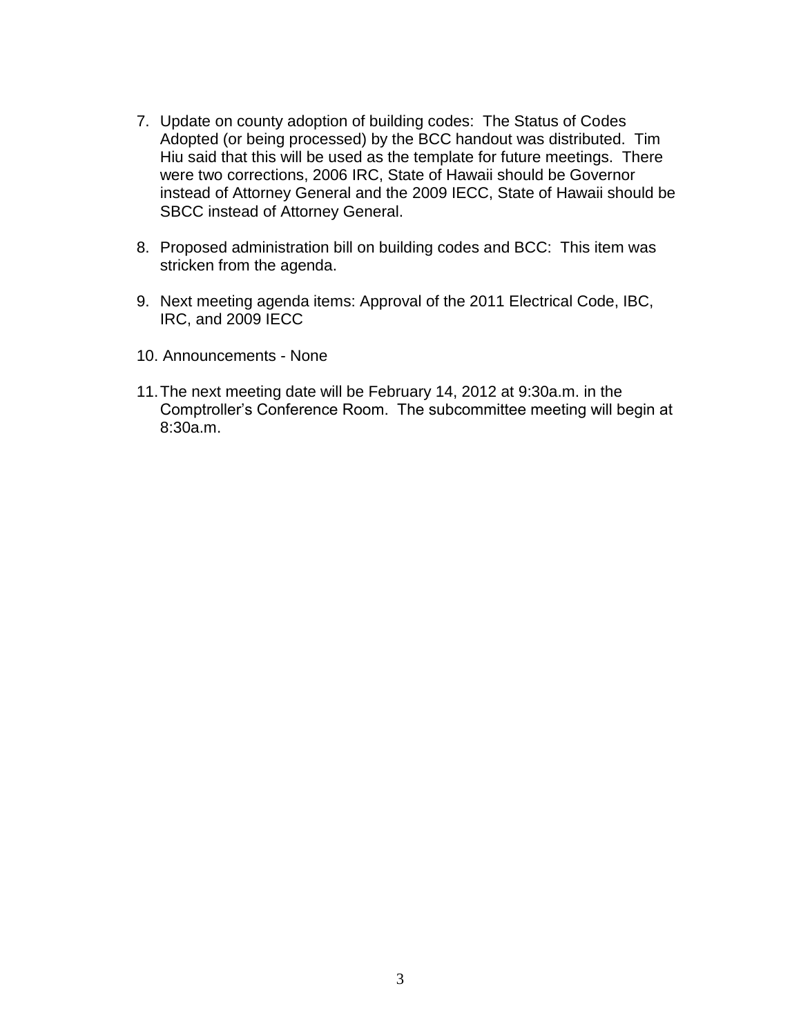7. Update on county adoption of building codes: The Status of Codes Adopted (or being processed) by the BCC handout was distributed. Tim Hiu said that this will be used as the template for future meetings. There were two corrections, 2006 IRC, State of Hawaii should be Governor instead of Attorney General and the 2009 IECC, State of Hawaii should be SBCC instead of Attorney General.

8. Proposed administration bill on building codes and BCC: This item was stricken from the agenda.

9. Next meeting agenda items: Approval of the 2011 Electrical Code, IBC, IRC, and 2009 IECC

10. Announcements - None

11. The next meeting date will be February 14, 2012 at 9:30a.m. in the Comptroller's Conference Room. The subcommittee meeting will begin at 8:30a.m.